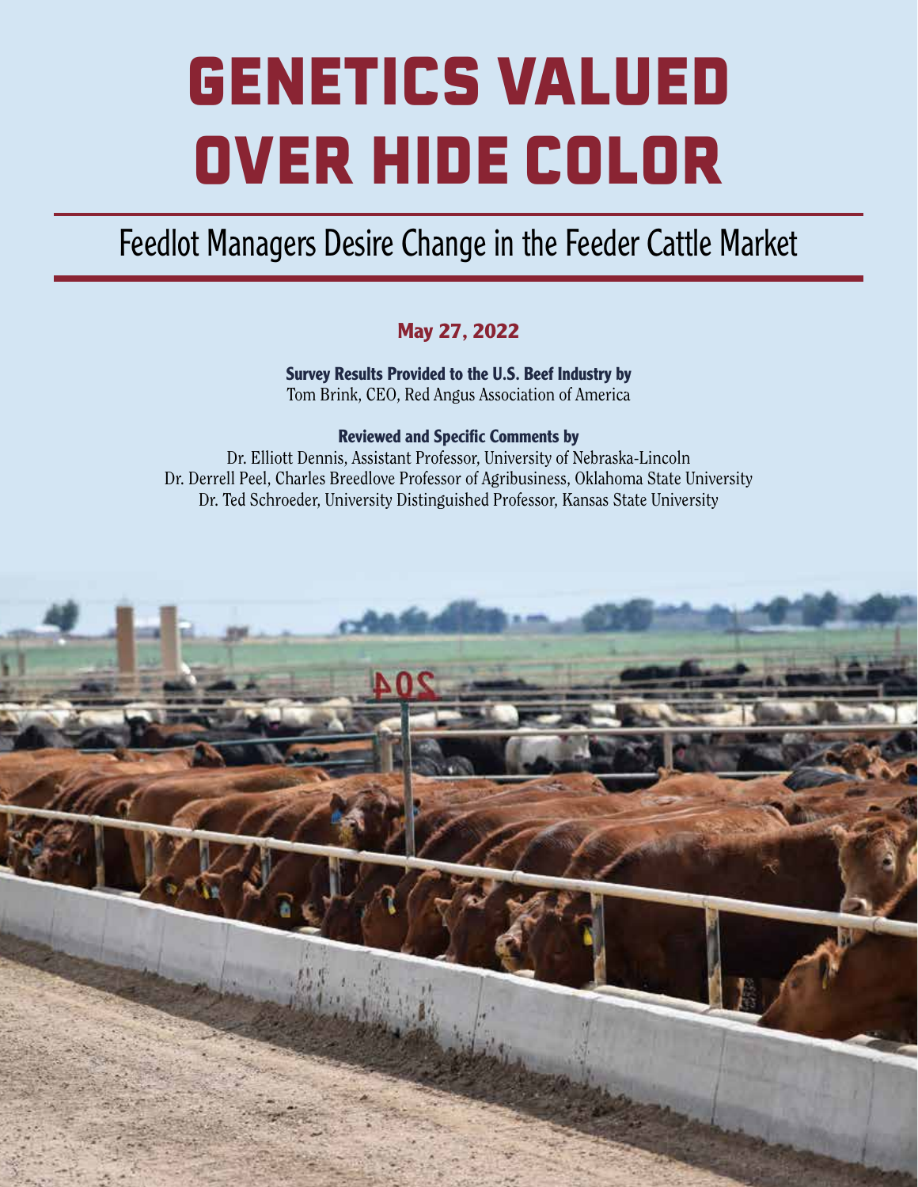# GENETICS VALUED OVER HIDE COLOR

## Feedlot Managers Desire Change in the Feeder Cattle Market

**May 27, 2022**

**Survey Results Provided to the U.S. Beef Industry by**
Tom Brink, CEO, Red Angus Association of America

**Reviewed and Specific Comments by**
Dr. Elliott Dennis, Assistant Professor, University of Nebraska-Lincoln
Dr. Derrell Peel, Charles Breedlove Professor of Agribusiness, Oklahoma State University
Dr. Ted Schroeder, University Distinguished Professor, Kansas State University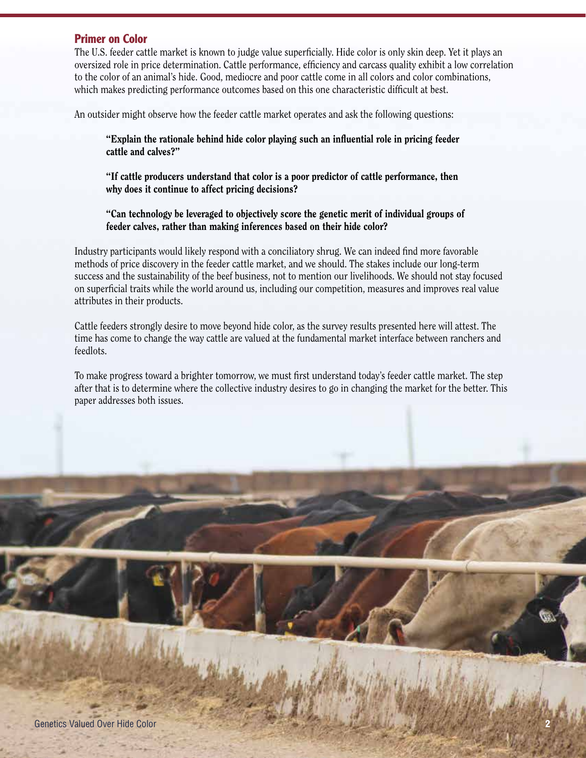## Primer on Color

The U.S. feeder cattle market is known to judge value superficially. Hide color is only skin deep. Yet it plays an oversized role in price determination. Cattle performance, efficiency and carcass quality exhibit a low correlation to the color of an animal's hide. Good, mediocre and poor cattle come in all colors and color combinations, which makes predicting performance outcomes based on this one characteristic difficult at best.

An outsider might observe how the feeder cattle market operates and ask the following questions:

> **"Explain the rationale behind hide color playing such an influential role in pricing feeder cattle and calves?"**
>
> **"If cattle producers understand that color is a poor predictor of cattle performance, then why does it continue to affect pricing decisions?**
>
> **"Can technology be leveraged to objectively score the genetic merit of individual groups of feeder calves, rather than making inferences based on their hide color?**

Industry participants would likely respond with a conciliatory shrug. We can indeed find more favorable methods of price discovery in the feeder cattle market, and we should. The stakes include our long-term success and the sustainability of the beef business, not to mention our livelihoods. We should not stay focused on superficial traits while the world around us, including our competition, measures and improves real value attributes in their products.

Cattle feeders strongly desire to move beyond hide color, as the survey results presented here will attest. The time has come to change the way cattle are valued at the fundamental market interface between ranchers and feedlots.

To make progress toward a brighter tomorrow, we must first understand today's feeder cattle market. The step after that is to determine where the collective industry desires to go in changing the market for the better. This paper addresses both issues.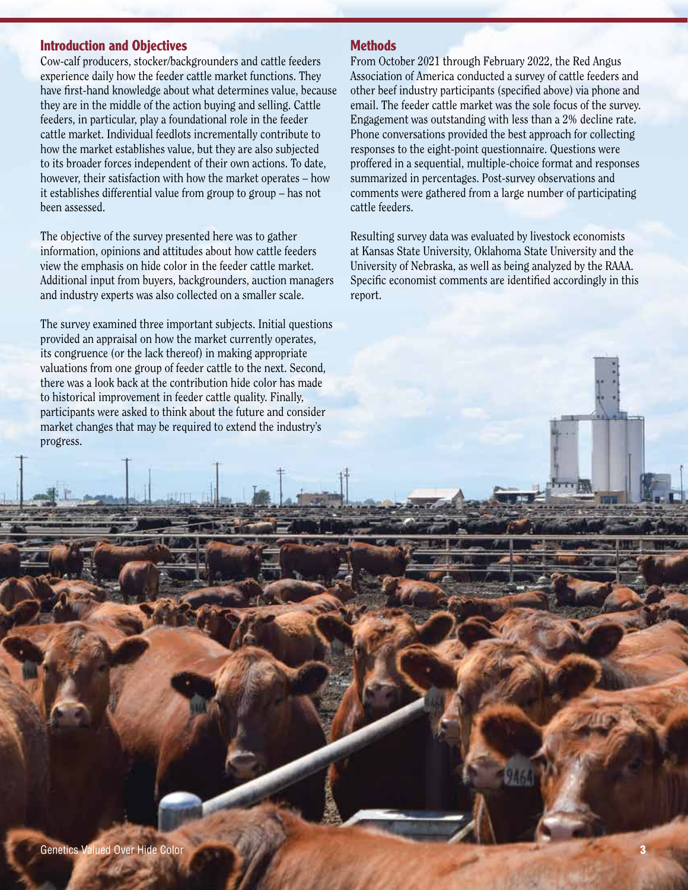## Introduction and Objectives

Cow-calf producers, stocker/backgrounders and cattle feeders experience daily how the feeder cattle market functions. They have first-hand knowledge about what determines value, because they are in the middle of the action buying and selling. Cattle feeders, in particular, play a foundational role in the feeder cattle market. Individual feedlots incrementally contribute to how the market establishes value, but they are also subjected to its broader forces independent of their own actions. To date, however, their satisfaction with how the market operates – how it establishes differential value from group to group – has not been assessed.

The objective of the survey presented here was to gather information, opinions and attitudes about how cattle feeders view the emphasis on hide color in the feeder cattle market. Additional input from buyers, backgrounders, auction managers and industry experts was also collected on a smaller scale.

The survey examined three important subjects. Initial questions provided an appraisal on how the market currently operates, its congruence (or the lack thereof) in making appropriate valuations from one group of feeder cattle to the next. Second, there was a look back at the contribution hide color has made to historical improvement in feeder cattle quality. Finally, participants were asked to think about the future and consider market changes that may be required to extend the industry's progress.

## Methods

From October 2021 through February 2022, the Red Angus Association of America conducted a survey of cattle feeders and other beef industry participants (specified above) via phone and email. The feeder cattle market was the sole focus of the survey. Engagement was outstanding with less than a 2% decline rate. Phone conversations provided the best approach for collecting responses to the eight-point questionnaire. Questions were proffered in a sequential, multiple-choice format and responses summarized in percentages. Post-survey observations and comments were gathered from a large number of participating cattle feeders.

Resulting survey data was evaluated by livestock economists at Kansas State University, Oklahoma State University and the University of Nebraska, as well as being analyzed by the RAAA. Specific economist comments are identified accordingly in this report.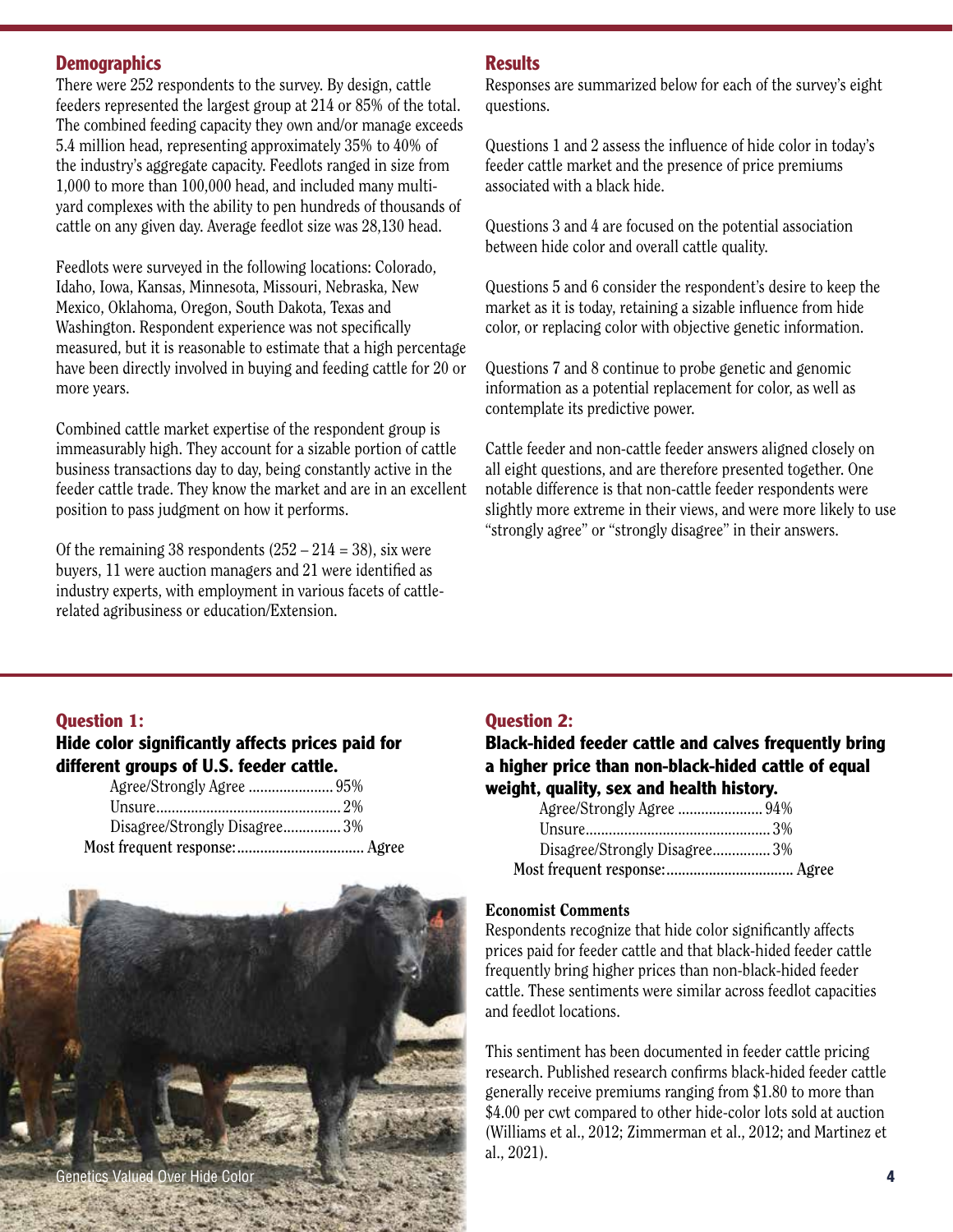## Demographics

There were 252 respondents to the survey. By design, cattle feeders represented the largest group at 214 or 85% of the total. The combined feeding capacity they own and/or manage exceeds 5.4 million head, representing approximately 35% to 40% of the industry's aggregate capacity. Feedlots ranged in size from 1,000 to more than 100,000 head, and included many multi-yard complexes with the ability to pen hundreds of thousands of cattle on any given day. Average feedlot size was 28,130 head.

Feedlots were surveyed in the following locations: Colorado, Idaho, Iowa, Kansas, Minnesota, Missouri, Nebraska, New Mexico, Oklahoma, Oregon, South Dakota, Texas and Washington. Respondent experience was not specifically measured, but it is reasonable to estimate that a high percentage have been directly involved in buying and feeding cattle for 20 or more years.

Combined cattle market expertise of the respondent group is immeasurably high. They account for a sizable portion of cattle business transactions day to day, being constantly active in the feeder cattle trade. They know the market and are in an excellent position to pass judgment on how it performs.

Of the remaining 38 respondents (252 – 214 = 38), six were buyers, 11 were auction managers and 21 were identified as industry experts, with employment in various facets of cattle-related agribusiness or education/Extension.

## Results

Responses are summarized below for each of the survey's eight questions.

Questions 1 and 2 assess the influence of hide color in today's feeder cattle market and the presence of price premiums associated with a black hide.

Questions 3 and 4 are focused on the potential association between hide color and overall cattle quality.

Questions 5 and 6 consider the respondent's desire to keep the market as it is today, retaining a sizable influence from hide color, or replacing color with objective genetic information.

Questions 7 and 8 continue to probe genetic and genomic information as a potential replacement for color, as well as contemplate its predictive power.

Cattle feeder and non-cattle feeder answers aligned closely on all eight questions, and are therefore presented together. One notable difference is that non-cattle feeder respondents were slightly more extreme in their views, and were more likely to use "strongly agree" or "strongly disagree" in their answers.

### Question 1:

**Hide color significantly affects prices paid for different groups of U.S. feeder cattle.**

Agree/Strongly Agree ...................... 95%
Unsure................................................ 2%
Disagree/Strongly Disagree............... 3%
Most frequent response:................................. Agree

Genetics Valued Over Hide Color

### Question 2:

**Black-hided feeder cattle and calves frequently bring a higher price than non-black-hided cattle of equal weight, quality, sex and health history.**

Agree/Strongly Agree ...................... 94%
Unsure................................................ 3%
Disagree/Strongly Disagree............... 3%
Most frequent response:................................. Agree

**Economist Comments**

Respondents recognize that hide color significantly affects prices paid for feeder cattle and that black-hided feeder cattle frequently bring higher prices than non-black-hided feeder cattle. These sentiments were similar across feedlot capacities and feedlot locations.

This sentiment has been documented in feeder cattle pricing research. Published research confirms black-hided feeder cattle generally receive premiums ranging from $1.80 to more than $4.00 per cwt compared to other hide-color lots sold at auction (Williams et al., 2012; Zimmerman et al., 2012; and Martinez et al., 2021).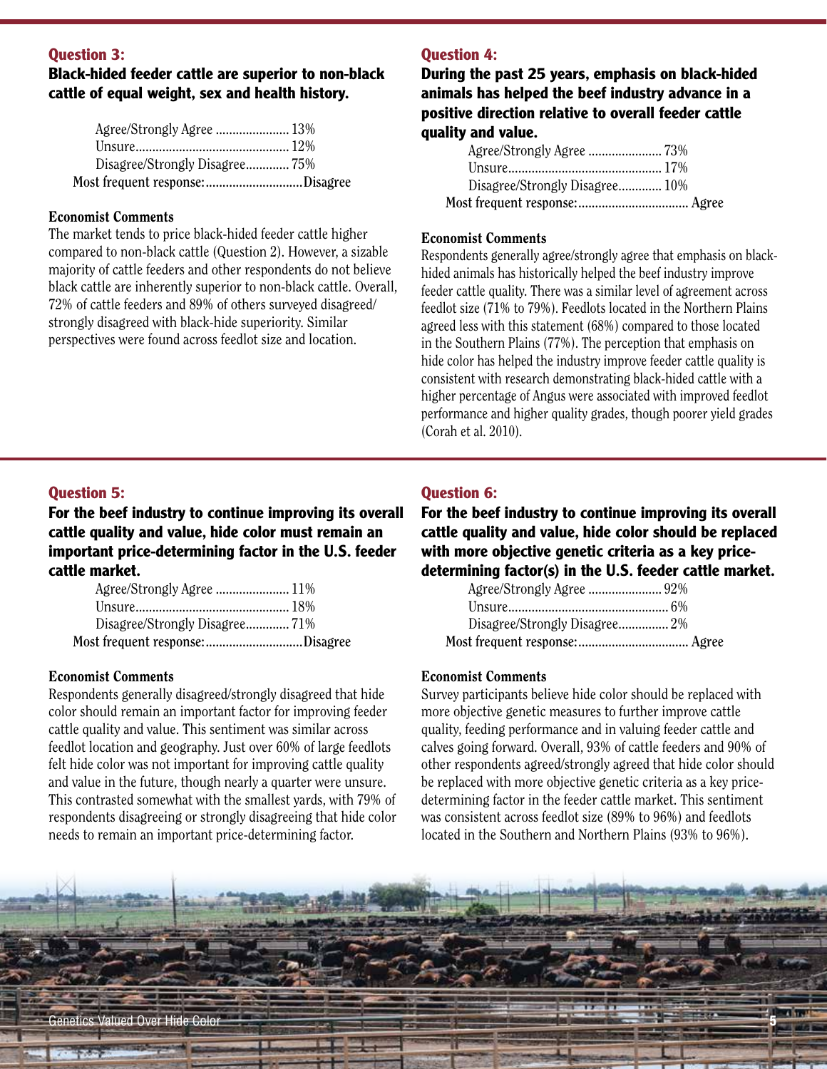### Question 3:

**Black-hided feeder cattle are superior to non-black cattle of equal weight, sex and health history.**

Agree/Strongly Agree ...................... 13%
Unsure............................................. 12%
Disagree/Strongly Disagree............. 75%
Most frequent response:.............................Disagree

**Economist Comments**

The market tends to price black-hided feeder cattle higher compared to non-black cattle (Question 2). However, a sizable majority of cattle feeders and other respondents do not believe black cattle are inherently superior to non-black cattle. Overall, 72% of cattle feeders and 89% of others surveyed disagreed/strongly disagreed with black-hide superiority. Similar perspectives were found across feedlot size and location.

### Question 4:

**During the past 25 years, emphasis on black-hided animals has helped the beef industry advance in a positive direction relative to overall feeder cattle quality and value.**

Agree/Strongly Agree ...................... 73%
Unsure............................................. 17%
Disagree/Strongly Disagree............. 10%
Most frequent response:................................. Agree

**Economist Comments**

Respondents generally agree/strongly agree that emphasis on black-hided animals has historically helped the beef industry improve feeder cattle quality. There was a similar level of agreement across feedlot size (71% to 79%). Feedlots located in the Northern Plains agreed less with this statement (68%) compared to those located in the Southern Plains (77%). The perception that emphasis on hide color has helped the industry improve feeder cattle quality is consistent with research demonstrating black-hided cattle with a higher percentage of Angus were associated with improved feedlot performance and higher quality grades, though poorer yield grades (Corah et al. 2010).

### Question 5:

**For the beef industry to continue improving its overall cattle quality and value, hide color must remain an important price-determining factor in the U.S. feeder cattle market.**

Agree/Strongly Agree ...................... 11%
Unsure............................................. 18%
Disagree/Strongly Disagree............. 71%
Most frequent response:.............................Disagree

**Economist Comments**

Respondents generally disagreed/strongly disagreed that hide color should remain an important factor for improving feeder cattle quality and value. This sentiment was similar across feedlot location and geography. Just over 60% of large feedlots felt hide color was not important for improving cattle quality and value in the future, though nearly a quarter were unsure. This contrasted somewhat with the smallest yards, with 79% of respondents disagreeing or strongly disagreeing that hide color needs to remain an important price-determining factor.

### Question 6:

**For the beef industry to continue improving its overall cattle quality and value, hide color should be replaced with more objective genetic criteria as a key price-determining factor(s) in the U.S. feeder cattle market.**

Agree/Strongly Agree ...................... 92%
Unsure............................................... 6%
Disagree/Strongly Disagree............... 2%
Most frequent response:................................. Agree

**Economist Comments**

Survey participants believe hide color should be replaced with more objective genetic measures to further improve cattle quality, feeding performance and in valuing feeder cattle and calves going forward. Overall, 93% of cattle feeders and 90% of other respondents agreed/strongly agreed that hide color should be replaced with more objective genetic criteria as a key price-determining factor in the feeder cattle market. This sentiment was consistent across feedlot size (89% to 96%) and feedlots located in the Southern and Northern Plains (93% to 96%).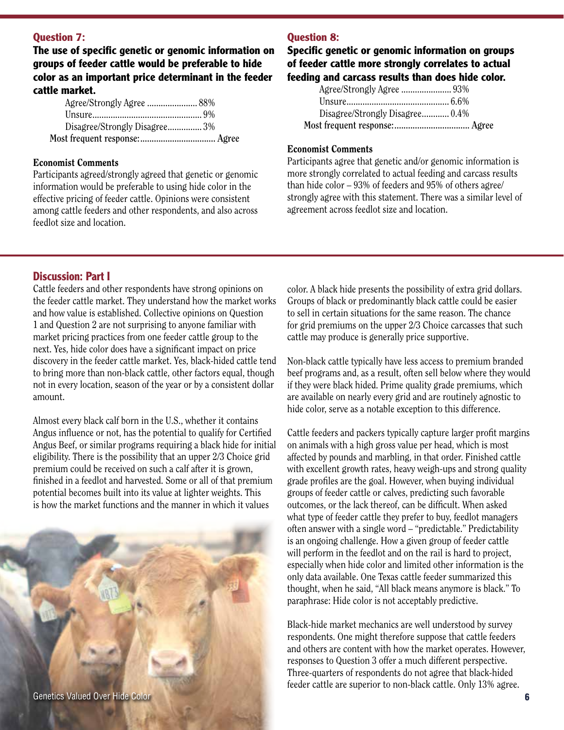### Question 7:

**The use of specific genetic or genomic information on groups of feeder cattle would be preferable to hide color as an important price determinant in the feeder cattle market.**

Agree/Strongly Agree ...................... 88%
Unsure................................................ 9%
Disagree/Strongly Disagree............... 3%
Most frequent response:................................. Agree

**Economist Comments**

Participants agreed/strongly agreed that genetic or genomic information would be preferable to using hide color in the effective pricing of feeder cattle. Opinions were consistent among cattle feeders and other respondents, and also across feedlot size and location.

### Question 8:

**Specific genetic or genomic information on groups of feeder cattle more strongly correlates to actual feeding and carcass results than does hide color.**

Agree/Strongly Agree ...................... 93%
Unsure............................................ 6.6%
Disagree/Strongly Disagree............ 0.4%
Most frequent response:................................. Agree

**Economist Comments**

Participants agree that genetic and/or genomic information is more strongly correlated to actual feeding and carcass results than hide color – 93% of feeders and 95% of others agree/strongly agree with this statement. There was a similar level of agreement across feedlot size and location.

## Discussion: Part I

Cattle feeders and other respondents have strong opinions on the feeder cattle market. They understand how the market works and how value is established. Collective opinions on Question 1 and Question 2 are not surprising to anyone familiar with market pricing practices from one feeder cattle group to the next. Yes, hide color does have a significant impact on price discovery in the feeder cattle market. Yes, black-hided cattle tend to bring more than non-black cattle, other factors equal, though not in every location, season of the year or by a consistent dollar amount.

Almost every black calf born in the U.S., whether it contains Angus influence or not, has the potential to qualify for Certified Angus Beef, or similar programs requiring a black hide for initial eligibility. There is the possibility that an upper 2/3 Choice grid premium could be received on such a calf after it is grown, finished in a feedlot and harvested. Some or all of that premium potential becomes built into its value at lighter weights. This is how the market functions and the manner in which it values color. A black hide presents the possibility of extra grid dollars. Groups of black or predominantly black cattle could be easier to sell in certain situations for the same reason. The chance for grid premiums on the upper 2/3 Choice carcasses that such cattle may produce is generally price supportive.

Genetics Valued Over Hide Color

Non-black cattle typically have less access to premium branded beef programs and, as a result, often sell below where they would if they were black hided. Prime quality grade premiums, which are available on nearly every grid and are routinely agnostic to hide color, serve as a notable exception to this difference.

Cattle feeders and packers typically capture larger profit margins on animals with a high gross value per head, which is most affected by pounds and marbling, in that order. Finished cattle with excellent growth rates, heavy weigh-ups and strong quality grade profiles are the goal. However, when buying individual groups of feeder cattle or calves, predicting such favorable outcomes, or the lack thereof, can be difficult. When asked what type of feeder cattle they prefer to buy, feedlot managers often answer with a single word – "predictable." Predictability is an ongoing challenge. How a given group of feeder cattle will perform in the feedlot and on the rail is hard to project, especially when hide color and limited other information is the only data available. One Texas cattle feeder summarized this thought, when he said, "All black means anymore is black." To paraphrase: Hide color is not acceptably predictive.

Black-hide market mechanics are well understood by survey respondents. One might therefore suppose that cattle feeders and others are content with how the market operates. However, responses to Question 3 offer a much different perspective. Three-quarters of respondents do not agree that black-hided feeder cattle are superior to non-black cattle. Only 13% agree.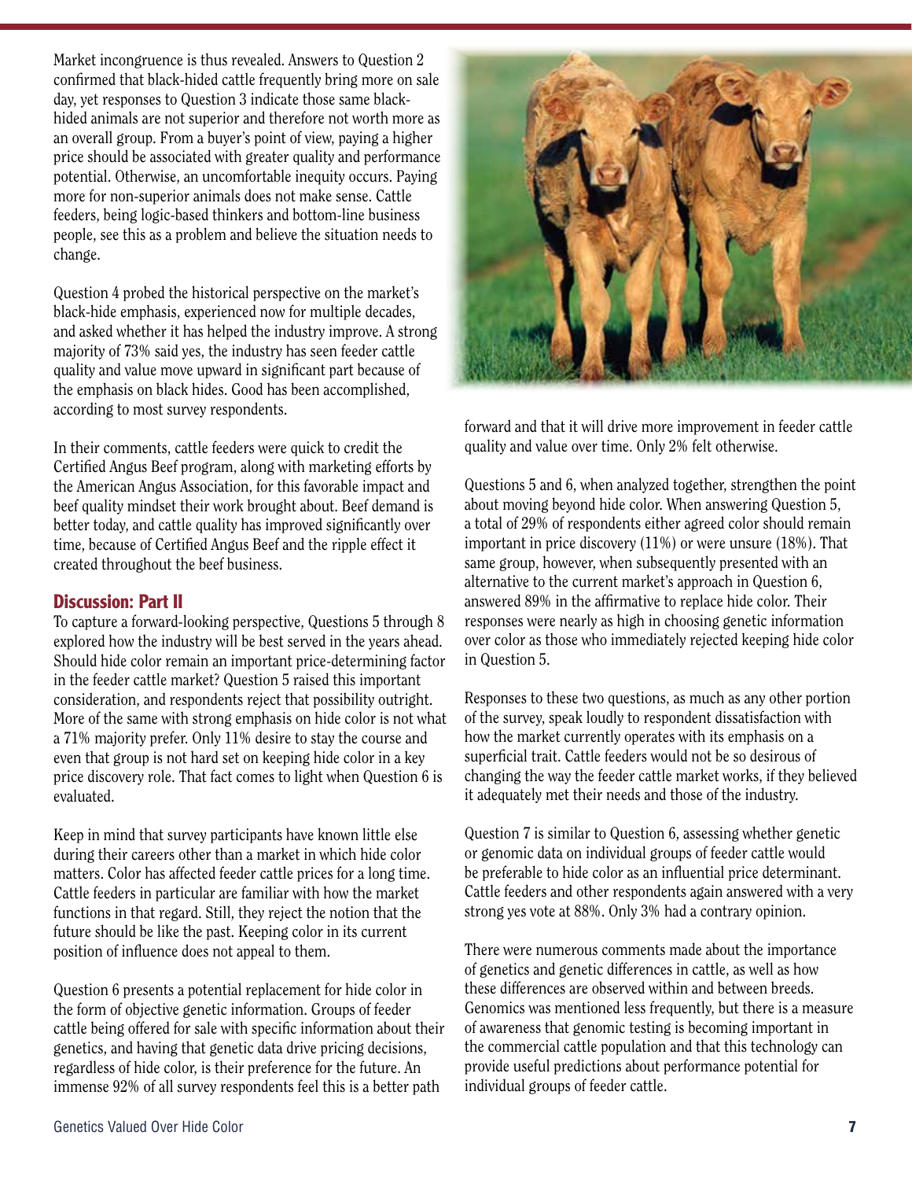Market incongruence is thus revealed. Answers to Question 2 confirmed that black-hided cattle frequently bring more on sale day, yet responses to Question 3 indicate those same black-hided animals are not superior and therefore not worth more as an overall group. From a buyer's point of view, paying a higher price should be associated with greater quality and performance potential. Otherwise, an uncomfortable inequity occurs. Paying more for non-superior animals does not make sense. Cattle feeders, being logic-based thinkers and bottom-line business people, see this as a problem and believe the situation needs to change.

Question 4 probed the historical perspective on the market's black-hide emphasis, experienced now for multiple decades, and asked whether it has helped the industry improve. A strong majority of 73% said yes, the industry has seen feeder cattle quality and value move upward in significant part because of the emphasis on black hides. Good has been accomplished, according to most survey respondents.

In their comments, cattle feeders were quick to credit the Certified Angus Beef program, along with marketing efforts by the American Angus Association, for this favorable impact and beef quality mindset their work brought about. Beef demand is better today, and cattle quality has improved significantly over time, because of Certified Angus Beef and the ripple effect it created throughout the beef business.

## Discussion: Part II

To capture a forward-looking perspective, Questions 5 through 8 explored how the industry will be best served in the years ahead. Should hide color remain an important price-determining factor in the feeder cattle market? Question 5 raised this important consideration, and respondents reject that possibility outright. More of the same with strong emphasis on hide color is not what a 71% majority prefer. Only 11% desire to stay the course and even that group is not hard set on keeping hide color in a key price discovery role. That fact comes to light when Question 6 is evaluated.

Keep in mind that survey participants have known little else during their careers other than a market in which hide color matters. Color has affected feeder cattle prices for a long time. Cattle feeders in particular are familiar with how the market functions in that regard. Still, they reject the notion that the future should be like the past. Keeping color in its current position of influence does not appeal to them.

Question 6 presents a potential replacement for hide color in the form of objective genetic information. Groups of feeder cattle being offered for sale with specific information about their genetics, and having that genetic data drive pricing decisions, regardless of hide color, is their preference for the future. An immense 92% of all survey respondents feel this is a better path forward and that it will drive more improvement in feeder cattle quality and value over time. Only 2% felt otherwise.

Questions 5 and 6, when analyzed together, strengthen the point about moving beyond hide color. When answering Question 5, a total of 29% of respondents either agreed color should remain important in price discovery (11%) or were unsure (18%). That same group, however, when subsequently presented with an alternative to the current market's approach in Question 6, answered 89% in the affirmative to replace hide color. Their responses were nearly as high in choosing genetic information over color as those who immediately rejected keeping hide color in Question 5.

Responses to these two questions, as much as any other portion of the survey, speak loudly to respondent dissatisfaction with how the market currently operates with its emphasis on a superficial trait. Cattle feeders would not be so desirous of changing the way the feeder cattle market works, if they believed it adequately met their needs and those of the industry.

Question 7 is similar to Question 6, assessing whether genetic or genomic data on individual groups of feeder cattle would be preferable to hide color as an influential price determinant. Cattle feeders and other respondents again answered with a very strong yes vote at 88%. Only 3% had a contrary opinion.

There were numerous comments made about the importance of genetics and genetic differences in cattle, as well as how these differences are observed within and between breeds. Genomics was mentioned less frequently, but there is a measure of awareness that genomic testing is becoming important in the commercial cattle population and that this technology can provide useful predictions about performance potential for individual groups of feeder cattle.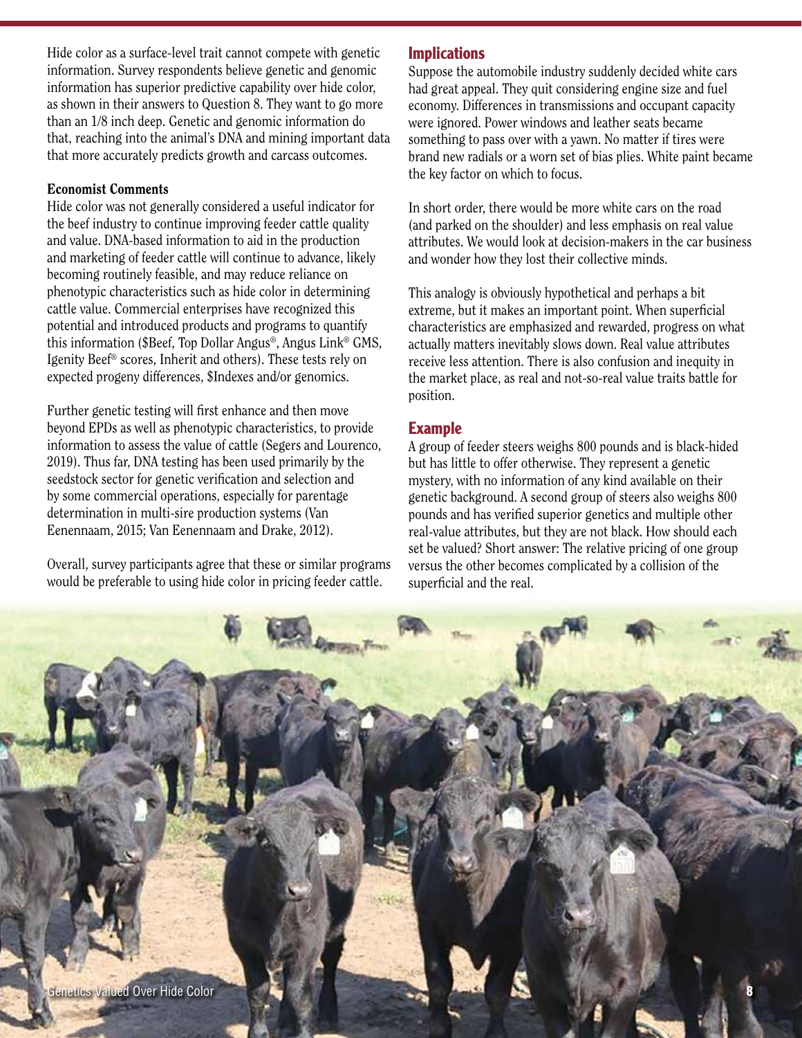Hide color as a surface-level trait cannot compete with genetic information. Survey respondents believe genetic and genomic information has superior predictive capability over hide color, as shown in their answers to Question 8. They want to go more than an 1/8 inch deep. Genetic and genomic information do that, reaching into the animal's DNA and mining important data that more accurately predicts growth and carcass outcomes.

**Economist Comments**

Hide color was not generally considered a useful indicator for the beef industry to continue improving feeder cattle quality and value. DNA-based information to aid in the production and marketing of feeder cattle will continue to advance, likely becoming routinely feasible, and may reduce reliance on phenotypic characteristics such as hide color in determining cattle value. Commercial enterprises have recognized this potential and introduced products and programs to quantify this information ($Beef, Top Dollar Angus®, Angus Link® GMS, Igenity Beef® scores, Inherit and others). These tests rely on expected progeny differences, $Indexes and/or genomics.

Further genetic testing will first enhance and then move beyond EPDs as well as phenotypic characteristics, to provide information to assess the value of cattle (Segers and Lourenco, 2019). Thus far, DNA testing has been used primarily by the seedstock sector for genetic verification and selection and by some commercial operations, especially for parentage determination in multi-sire production systems (Van Eenennaam, 2015; Van Eenennaam and Drake, 2012).

Overall, survey participants agree that these or similar programs would be preferable to using hide color in pricing feeder cattle.

## Implications

Suppose the automobile industry suddenly decided white cars had great appeal. They quit considering engine size and fuel economy. Differences in transmissions and occupant capacity were ignored. Power windows and leather seats became something to pass over with a yawn. No matter if tires were brand new radials or a worn set of bias plies. White paint became the key factor on which to focus.

In short order, there would be more white cars on the road (and parked on the shoulder) and less emphasis on real value attributes. We would look at decision-makers in the car business and wonder how they lost their collective minds.

This analogy is obviously hypothetical and perhaps a bit extreme, but it makes an important point. When superficial characteristics are emphasized and rewarded, progress on what actually matters inevitably slows down. Real value attributes receive less attention. There is also confusion and inequity in the market place, as real and not-so-real value traits battle for position.

## Example

A group of feeder steers weighs 800 pounds and is black-hided but has little to offer otherwise. They represent a genetic mystery, with no information of any kind available on their genetic background. A second group of steers also weighs 800 pounds and has verified superior genetics and multiple other real-value attributes, but they are not black. How should each set be valued? Short answer: The relative pricing of one group versus the other becomes complicated by a collision of the superficial and the real.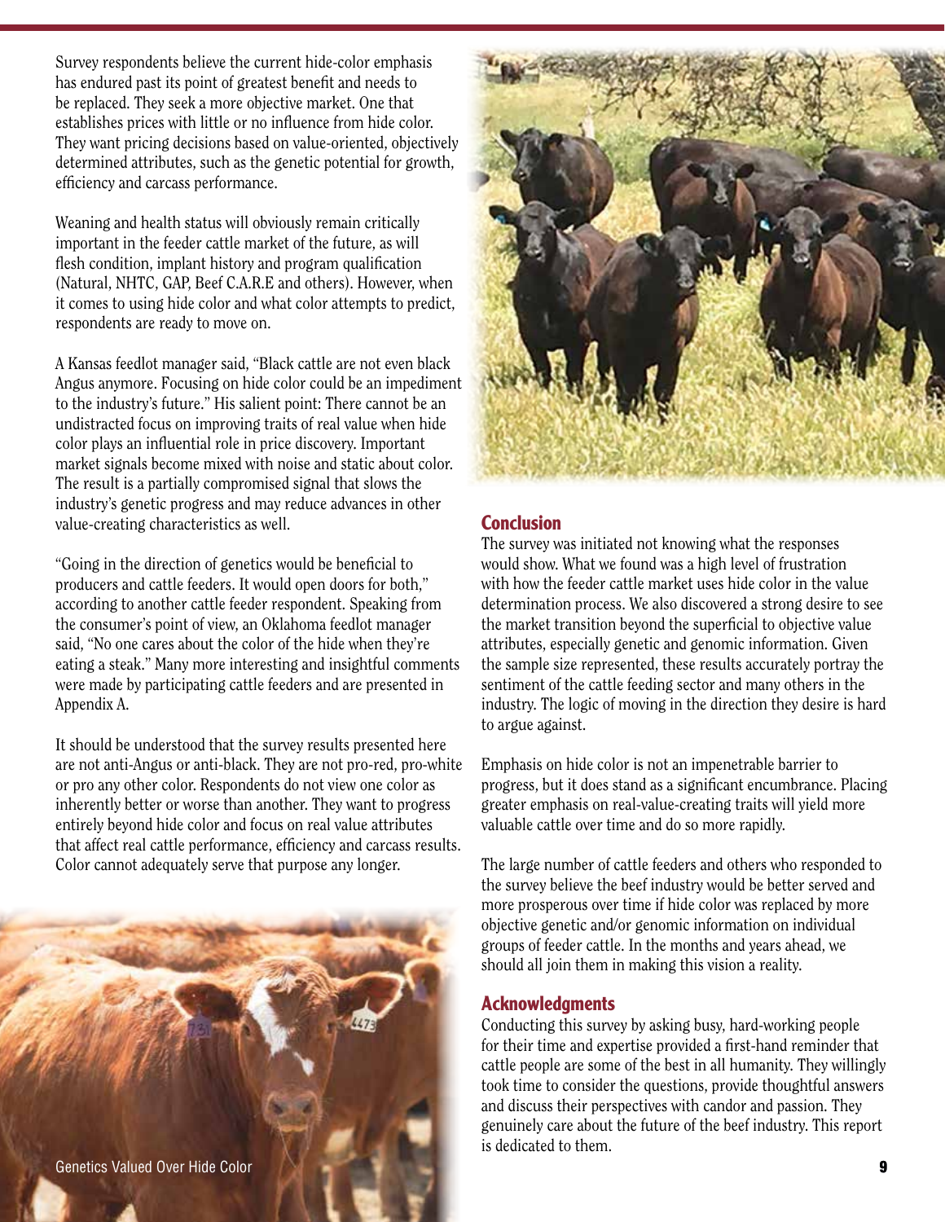Survey respondents believe the current hide-color emphasis has endured past its point of greatest benefit and needs to be replaced. They seek a more objective market. One that establishes prices with little or no influence from hide color. They want pricing decisions based on value-oriented, objectively determined attributes, such as the genetic potential for growth, efficiency and carcass performance.

Weaning and health status will obviously remain critically important in the feeder cattle market of the future, as will flesh condition, implant history and program qualification (Natural, NHTC, GAP, Beef C.A.R.E and others). However, when it comes to using hide color and what color attempts to predict, respondents are ready to move on.

A Kansas feedlot manager said, "Black cattle are not even black Angus anymore. Focusing on hide color could be an impediment to the industry's future." His salient point: There cannot be an undistracted focus on improving traits of real value when hide color plays an influential role in price discovery. Important market signals become mixed with noise and static about color. The result is a partially compromised signal that slows the industry's genetic progress and may reduce advances in other value-creating characteristics as well.

"Going in the direction of genetics would be beneficial to producers and cattle feeders. It would open doors for both," according to another cattle feeder respondent. Speaking from the consumer's point of view, an Oklahoma feedlot manager said, "No one cares about the color of the hide when they're eating a steak." Many more interesting and insightful comments were made by participating cattle feeders and are presented in Appendix A.

It should be understood that the survey results presented here are not anti-Angus or anti-black. They are not pro-red, pro-white or pro any other color. Respondents do not view one color as inherently better or worse than another. They want to progress entirely beyond hide color and focus on real value attributes that affect real cattle performance, efficiency and carcass results. Color cannot adequately serve that purpose any longer.

## Conclusion

The survey was initiated not knowing what the responses would show. What we found was a high level of frustration with how the feeder cattle market uses hide color in the value determination process. We also discovered a strong desire to see the market transition beyond the superficial to objective value attributes, especially genetic and genomic information. Given the sample size represented, these results accurately portray the sentiment of the cattle feeding sector and many others in the industry. The logic of moving in the direction they desire is hard to argue against.

Emphasis on hide color is not an impenetrable barrier to progress, but it does stand as a significant encumbrance. Placing greater emphasis on real-value-creating traits will yield more valuable cattle over time and do so more rapidly.

The large number of cattle feeders and others who responded to the survey believe the beef industry would be better served and more prosperous over time if hide color was replaced by more objective genetic and/or genomic information on individual groups of feeder cattle. In the months and years ahead, we should all join them in making this vision a reality.

## Acknowledgments

Conducting this survey by asking busy, hard-working people for their time and expertise provided a first-hand reminder that cattle people are some of the best in all humanity. They willingly took time to consider the questions, provide thoughtful answers and discuss their perspectives with candor and passion. They genuinely care about the future of the beef industry. This report is dedicated to them.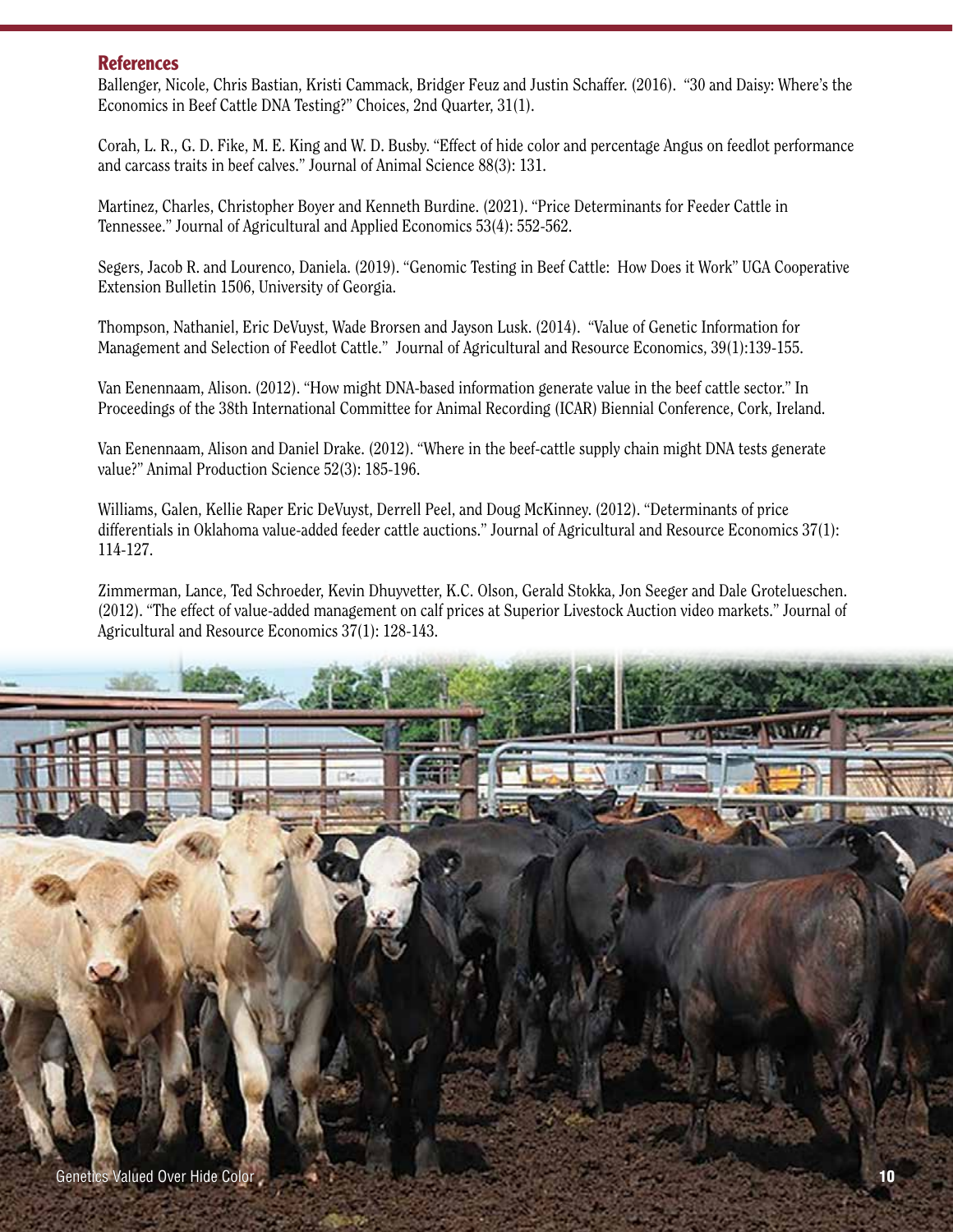## References

Ballenger, Nicole, Chris Bastian, Kristi Cammack, Bridger Feuz and Justin Schaffer. (2016). "30 and Daisy: Where's the Economics in Beef Cattle DNA Testing?" Choices, 2nd Quarter, 31(1).

Corah, L. R., G. D. Fike, M. E. King and W. D. Busby. "Effect of hide color and percentage Angus on feedlot performance and carcass traits in beef calves." Journal of Animal Science 88(3): 131.

Martinez, Charles, Christopher Boyer and Kenneth Burdine. (2021). "Price Determinants for Feeder Cattle in Tennessee." Journal of Agricultural and Applied Economics 53(4): 552-562.

Segers, Jacob R. and Lourenco, Daniela. (2019). "Genomic Testing in Beef Cattle: How Does it Work" UGA Cooperative Extension Bulletin 1506, University of Georgia.

Thompson, Nathaniel, Eric DeVuyst, Wade Brorsen and Jayson Lusk. (2014). "Value of Genetic Information for Management and Selection of Feedlot Cattle." Journal of Agricultural and Resource Economics, 39(1):139-155.

Van Eenennaam, Alison. (2012). "How might DNA-based information generate value in the beef cattle sector." In Proceedings of the 38th International Committee for Animal Recording (ICAR) Biennial Conference, Cork, Ireland.

Van Eenennaam, Alison and Daniel Drake. (2012). "Where in the beef-cattle supply chain might DNA tests generate value?" Animal Production Science 52(3): 185-196.

Williams, Galen, Kellie Raper Eric DeVuyst, Derrell Peel, and Doug McKinney. (2012). "Determinants of price differentials in Oklahoma value-added feeder cattle auctions." Journal of Agricultural and Resource Economics 37(1): 114-127.

Zimmerman, Lance, Ted Schroeder, Kevin Dhuyvetter, K.C. Olson, Gerald Stokka, Jon Seeger and Dale Grotelueschen. (2012). "The effect of value-added management on calf prices at Superior Livestock Auction video markets." Journal of Agricultural and Resource Economics 37(1): 128-143.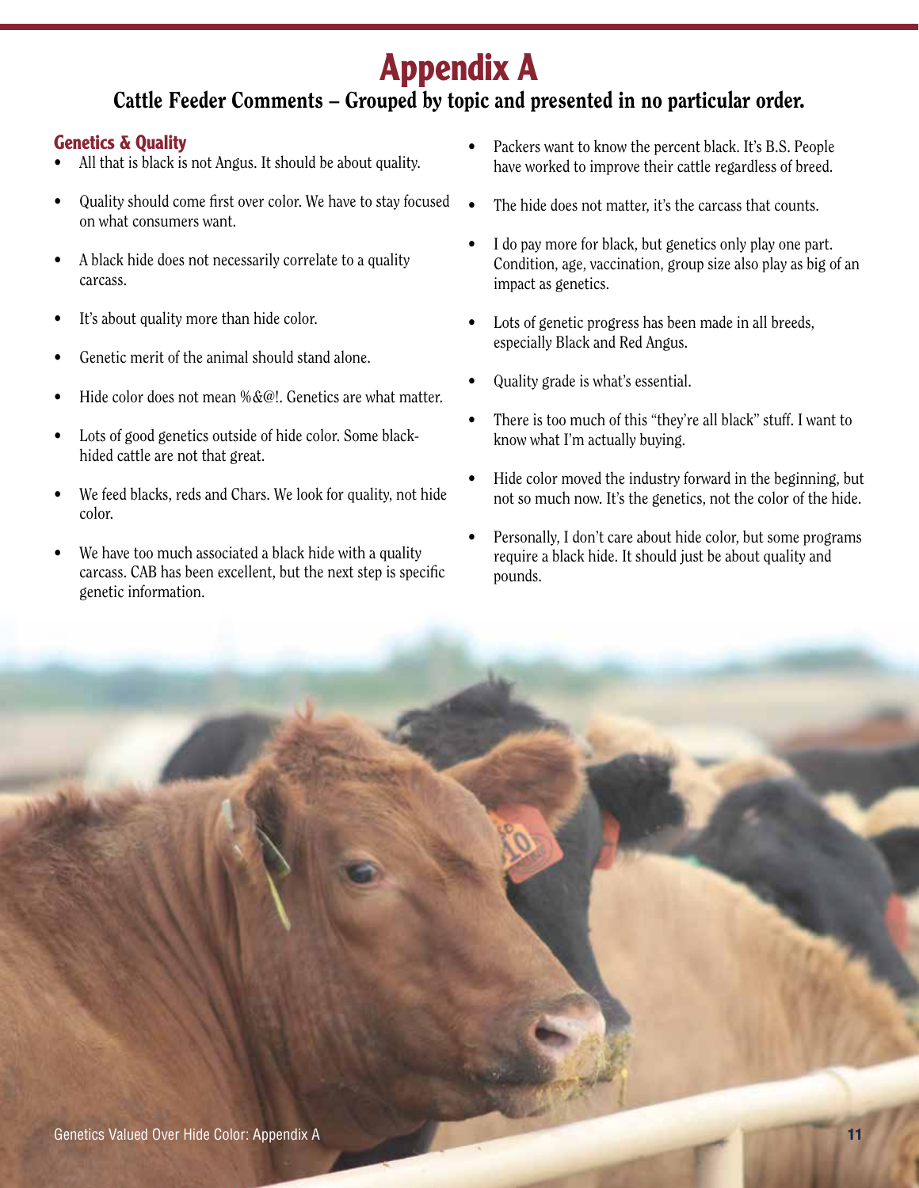# Appendix A

## Cattle Feeder Comments – Grouped by topic and presented in no particular order.

### Genetics & Quality

- All that is black is not Angus. It should be about quality.
- Quality should come first over color. We have to stay focused on what consumers want.
- A black hide does not necessarily correlate to a quality carcass.
- It's about quality more than hide color.
- Genetic merit of the animal should stand alone.
- Hide color does not mean %&@!. Genetics are what matter.
- Lots of good genetics outside of hide color. Some black-hided cattle are not that great.
- We feed blacks, reds and Chars. We look for quality, not hide color.
- We have too much associated a black hide with a quality carcass. CAB has been excellent, but the next step is specific genetic information.
- Packers want to know the percent black. It's B.S. People have worked to improve their cattle regardless of breed.
- The hide does not matter, it's the carcass that counts.
- I do pay more for black, but genetics only play one part. Condition, age, vaccination, group size also play as big of an impact as genetics.
- Lots of genetic progress has been made in all breeds, especially Black and Red Angus.
- Quality grade is what's essential.
- There is too much of this "they're all black" stuff. I want to know what I'm actually buying.
- Hide color moved the industry forward in the beginning, but not so much now. It's the genetics, not the color of the hide.
- Personally, I don't care about hide color, but some programs require a black hide. It should just be about quality and pounds.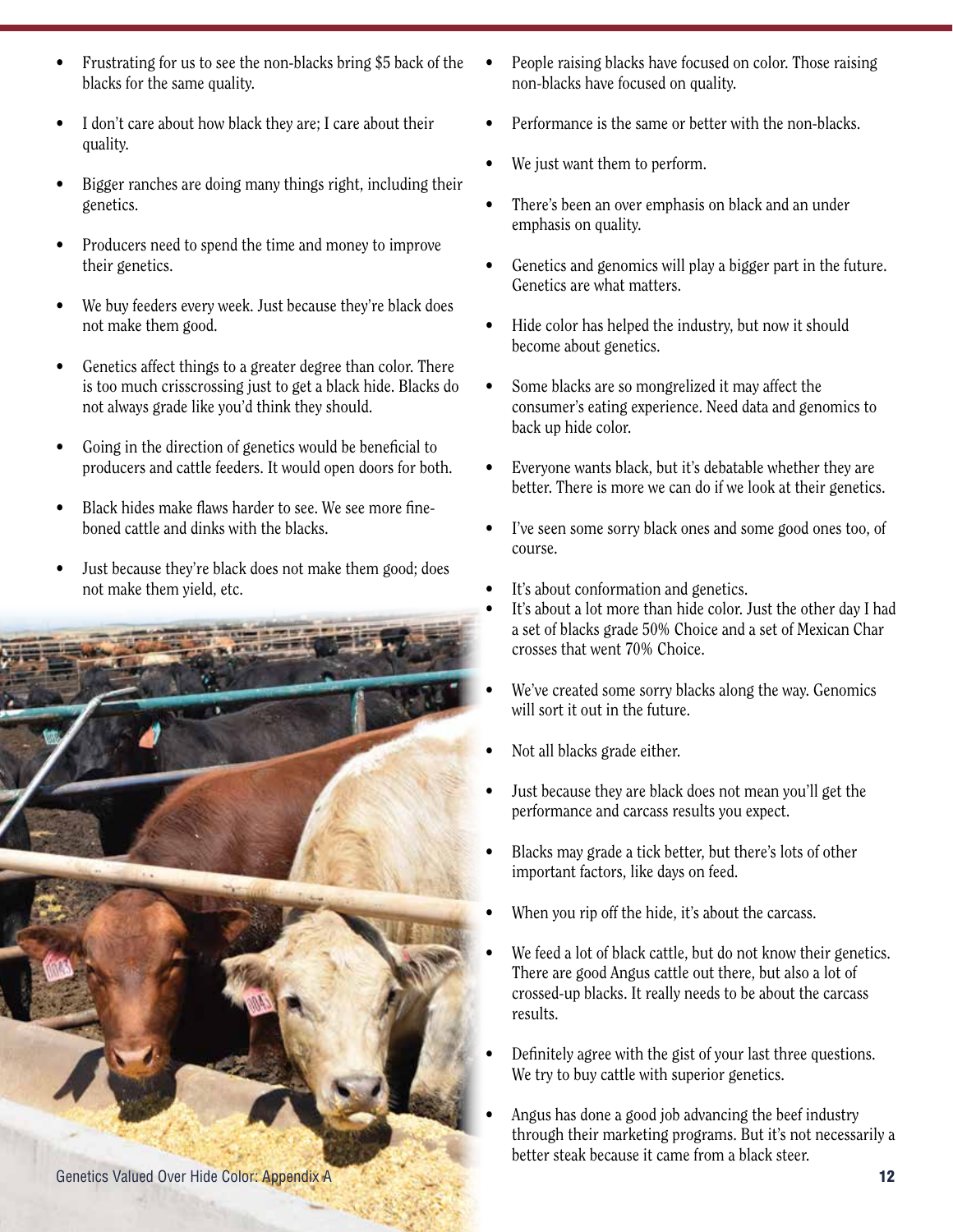- Frustrating for us to see the non-blacks bring $5 back of the blacks for the same quality.
- I don't care about how black they are; I care about their quality.
- Bigger ranches are doing many things right, including their genetics.
- Producers need to spend the time and money to improve their genetics.
- We buy feeders every week. Just because they're black does not make them good.
- Genetics affect things to a greater degree than color. There is too much crisscrossing just to get a black hide. Blacks do not always grade like you'd think they should.
- Going in the direction of genetics would be beneficial to producers and cattle feeders. It would open doors for both.
- Black hides make flaws harder to see. We see more fine-boned cattle and dinks with the blacks.
- Just because they're black does not make them good; does not make them yield, etc.
- People raising blacks have focused on color. Those raising non-blacks have focused on quality.
- Performance is the same or better with the non-blacks.
- We just want them to perform.
- There's been an over emphasis on black and an under emphasis on quality.
- Genetics and genomics will play a bigger part in the future. Genetics are what matters.
- Hide color has helped the industry, but now it should become about genetics.
- Some blacks are so mongrelized it may affect the consumer's eating experience. Need data and genomics to back up hide color.
- Everyone wants black, but it's debatable whether they are better. There is more we can do if we look at their genetics.
- I've seen some sorry black ones and some good ones too, of course.
- It's about conformation and genetics.
- It's about a lot more than hide color. Just the other day I had a set of blacks grade 50% Choice and a set of Mexican Char crosses that went 70% Choice.
- We've created some sorry blacks along the way. Genomics will sort it out in the future.
- Not all blacks grade either.
- Just because they are black does not mean you'll get the performance and carcass results you expect.
- Blacks may grade a tick better, but there's lots of other important factors, like days on feed.
- When you rip off the hide, it's about the carcass.
- We feed a lot of black cattle, but do not know their genetics. There are good Angus cattle out there, but also a lot of crossed-up blacks. It really needs to be about the carcass results.
- Definitely agree with the gist of your last three questions. We try to buy cattle with superior genetics.
- Angus has done a good job advancing the beef industry through their marketing programs. But it's not necessarily a better steak because it came from a black steer.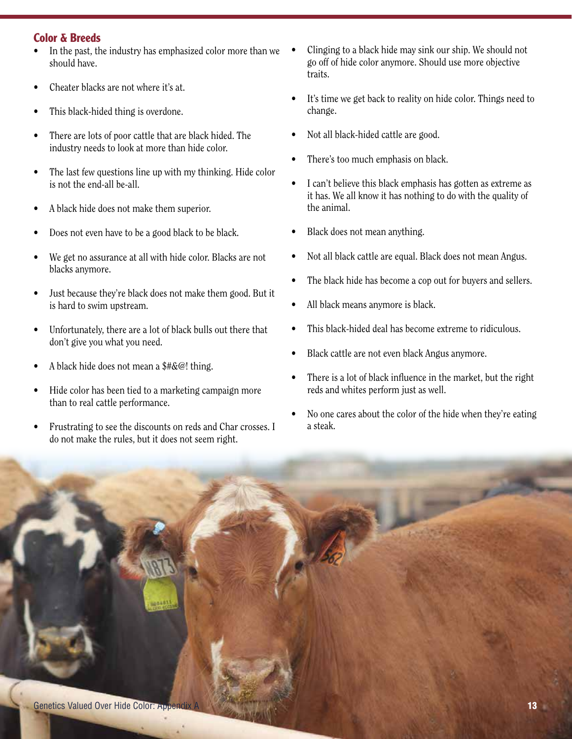## Color & Breeds

- In the past, the industry has emphasized color more than we should have.
- Cheater blacks are not where it's at.
- This black-hided thing is overdone.
- There are lots of poor cattle that are black hided. The industry needs to look at more than hide color.
- The last few questions line up with my thinking. Hide color is not the end-all be-all.
- A black hide does not make them superior.
- Does not even have to be a good black to be black.
- We get no assurance at all with hide color. Blacks are not blacks anymore.
- Just because they're black does not make them good. But it is hard to swim upstream.
- Unfortunately, there are a lot of black bulls out there that don't give you what you need.
- A black hide does not mean a $#&@! thing.
- Hide color has been tied to a marketing campaign more than to real cattle performance.
- Frustrating to see the discounts on reds and Char crosses. I do not make the rules, but it does not seem right.
- Clinging to a black hide may sink our ship. We should not go off of hide color anymore. Should use more objective traits.
- It's time we get back to reality on hide color. Things need to change.
- Not all black-hided cattle are good.
- There's too much emphasis on black.
- I can't believe this black emphasis has gotten as extreme as it has. We all know it has nothing to do with the quality of the animal.
- Black does not mean anything.
- Not all black cattle are equal. Black does not mean Angus.
- The black hide has become a cop out for buyers and sellers.
- All black means anymore is black.
- This black-hided deal has become extreme to ridiculous.
- Black cattle are not even black Angus anymore.
- There is a lot of black influence in the market, but the right reds and whites perform just as well.
- No one cares about the color of the hide when they're eating a steak.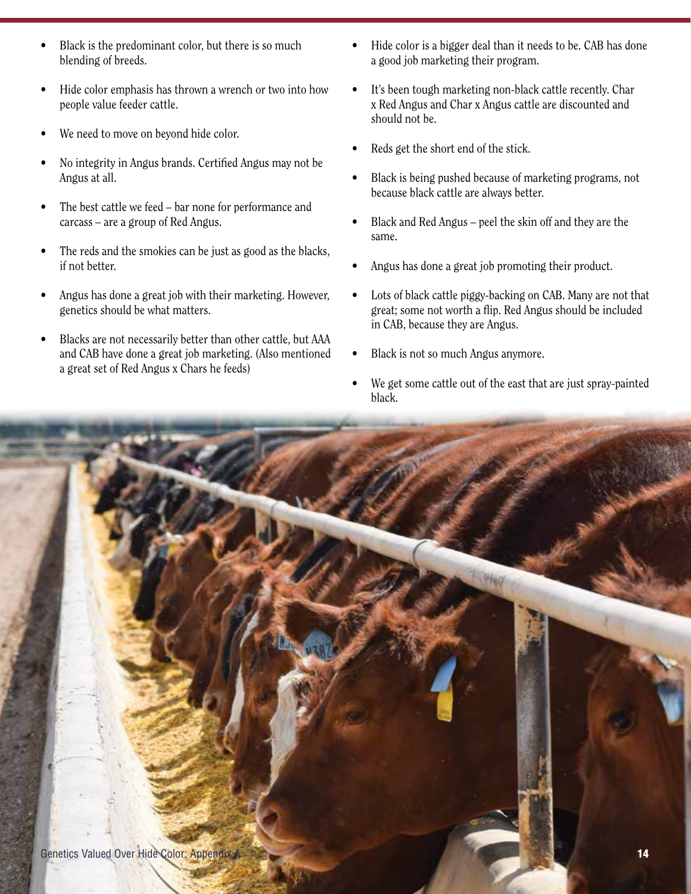- Black is the predominant color, but there is so much blending of breeds.
- Hide color emphasis has thrown a wrench or two into how people value feeder cattle.
- We need to move on beyond hide color.
- No integrity in Angus brands. Certified Angus may not be Angus at all.
- The best cattle we feed – bar none for performance and carcass – are a group of Red Angus.
- The reds and the smokies can be just as good as the blacks, if not better.
- Angus has done a great job with their marketing. However, genetics should be what matters.
- Blacks are not necessarily better than other cattle, but AAA and CAB have done a great job marketing. (Also mentioned a great set of Red Angus x Chars he feeds)
- Hide color is a bigger deal than it needs to be. CAB has done a good job marketing their program.
- It's been tough marketing non-black cattle recently. Char x Red Angus and Char x Angus cattle are discounted and should not be.
- Reds get the short end of the stick.
- Black is being pushed because of marketing programs, not because black cattle are always better.
- Black and Red Angus – peel the skin off and they are the same.
- Angus has done a great job promoting their product.
- Lots of black cattle piggy-backing on CAB. Many are not that great; some not worth a flip. Red Angus should be included in CAB, because they are Angus.
- Black is not so much Angus anymore.
- We get some cattle out of the east that are just spray-painted black.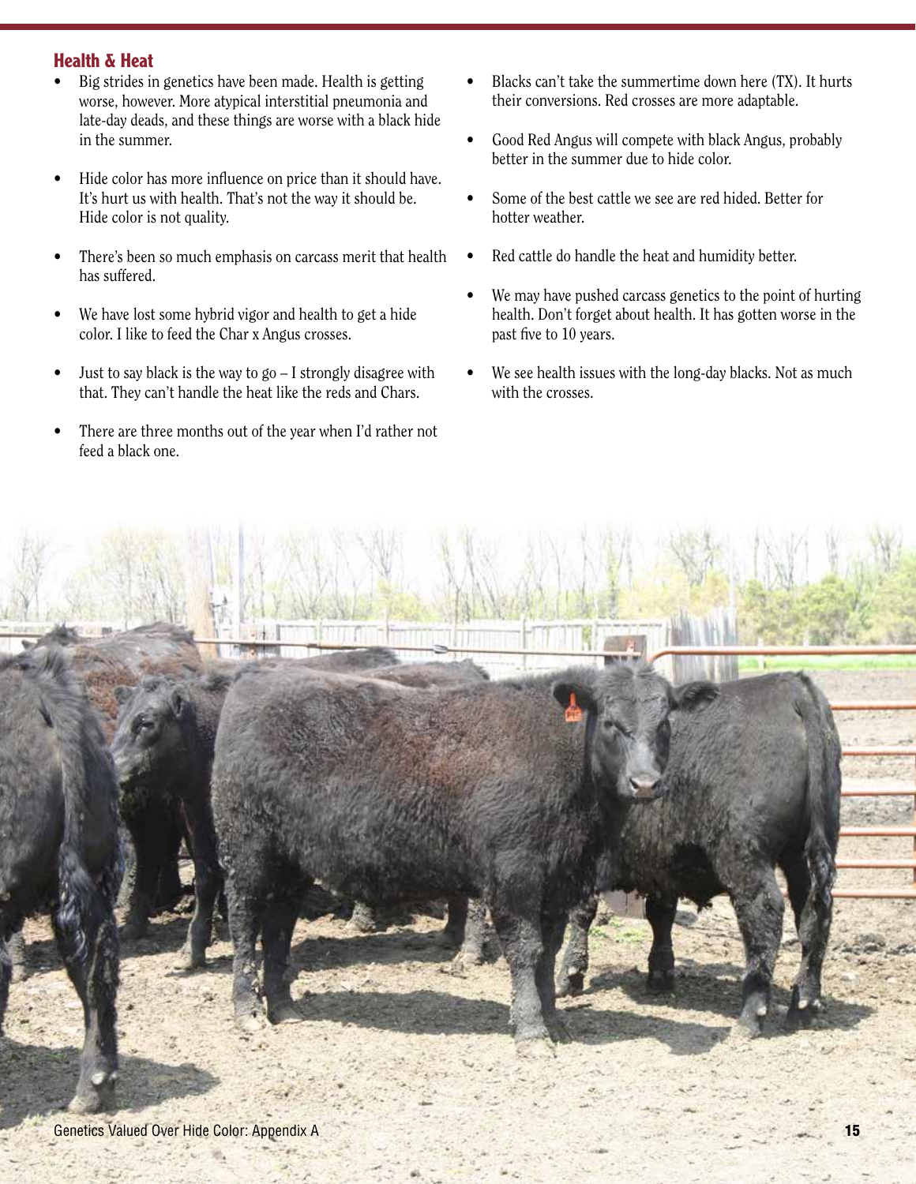## Health & Heat

- Big strides in genetics have been made. Health is getting worse, however. More atypical interstitial pneumonia and late-day deads, and these things are worse with a black hide in the summer.
- Hide color has more influence on price than it should have. It's hurt us with health. That's not the way it should be. Hide color is not quality.
- There's been so much emphasis on carcass merit that health has suffered.
- We have lost some hybrid vigor and health to get a hide color. I like to feed the Char x Angus crosses.
- Just to say black is the way to go – I strongly disagree with that. They can't handle the heat like the reds and Chars.
- There are three months out of the year when I'd rather not feed a black one.
- Blacks can't take the summertime down here (TX). It hurts their conversions. Red crosses are more adaptable.
- Good Red Angus will compete with black Angus, probably better in the summer due to hide color.
- Some of the best cattle we see are red hided. Better for hotter weather.
- Red cattle do handle the heat and humidity better.
- We may have pushed carcass genetics to the point of hurting health. Don't forget about health. It has gotten worse in the past five to 10 years.
- We see health issues with the long-day blacks. Not as much with the crosses.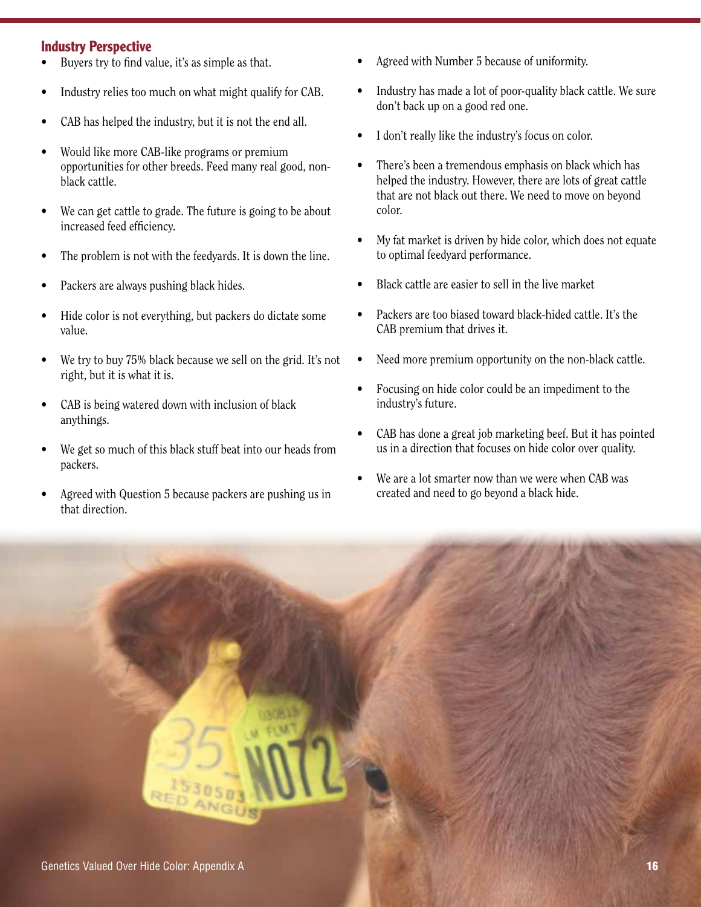### Industry Perspective

- Buyers try to find value, it's as simple as that.
- Industry relies too much on what might qualify for CAB.
- CAB has helped the industry, but it is not the end all.
- Would like more CAB-like programs or premium opportunities for other breeds. Feed many real good, non-black cattle.
- We can get cattle to grade. The future is going to be about increased feed efficiency.
- The problem is not with the feedyards. It is down the line.
- Packers are always pushing black hides.
- Hide color is not everything, but packers do dictate some value.
- We try to buy 75% black because we sell on the grid. It's not right, but it is what it is.
- CAB is being watered down with inclusion of black anythings.
- We get so much of this black stuff beat into our heads from packers.
- Agreed with Question 5 because packers are pushing us in that direction.
- Agreed with Number 5 because of uniformity.
- Industry has made a lot of poor-quality black cattle. We sure don't back up on a good red one.
- I don't really like the industry's focus on color.
- There's been a tremendous emphasis on black which has helped the industry. However, there are lots of great cattle that are not black out there. We need to move on beyond color.
- My fat market is driven by hide color, which does not equate to optimal feedyard performance.
- Black cattle are easier to sell in the live market
- Packers are too biased toward black-hided cattle. It's the CAB premium that drives it.
- Need more premium opportunity on the non-black cattle.
- Focusing on hide color could be an impediment to the industry's future.
- CAB has done a great job marketing beef. But it has pointed us in a direction that focuses on hide color over quality.
- We are a lot smarter now than we were when CAB was created and need to go beyond a black hide.